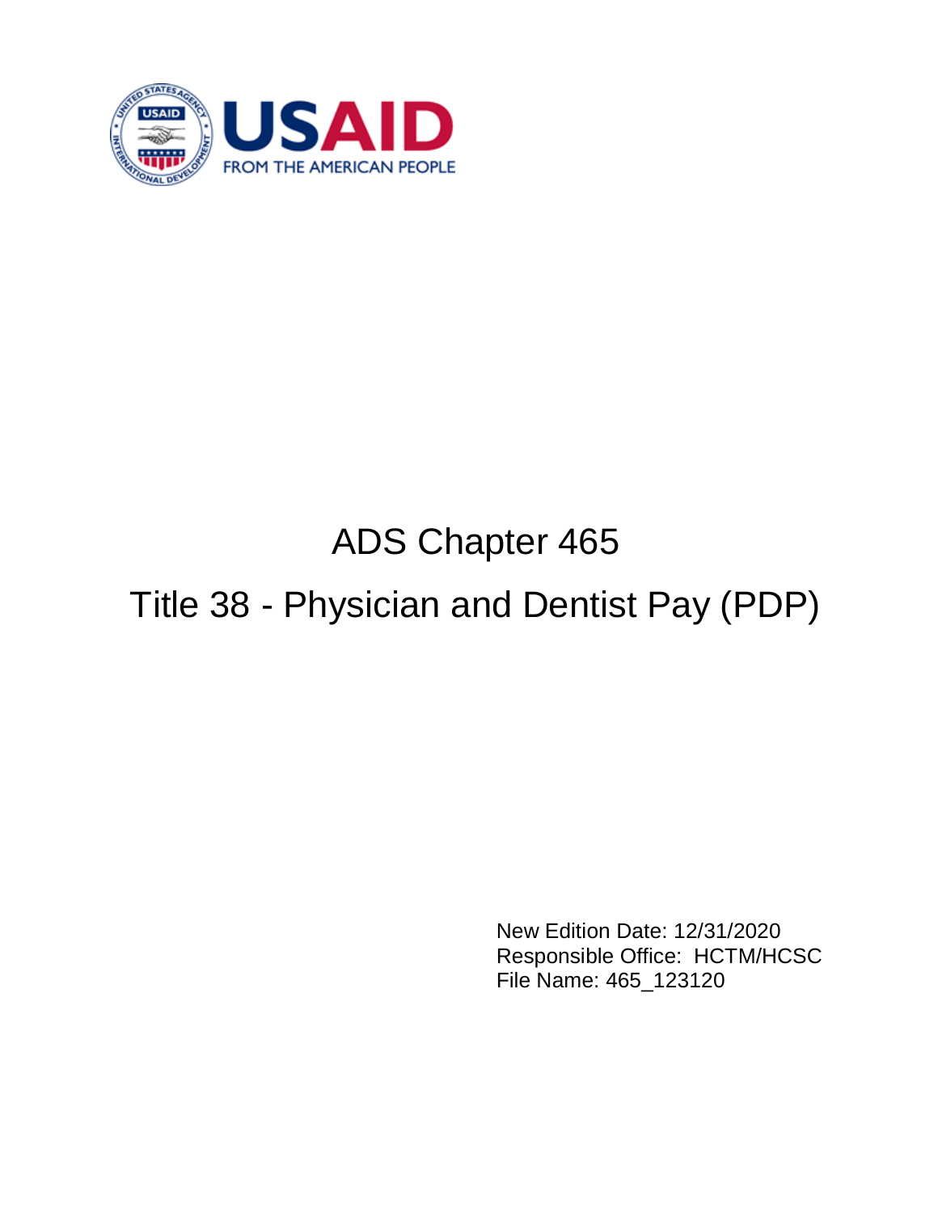USAID
FROM THE AMERICAN PEOPLE

# ADS Chapter 465

# Title 38 - Physician and Dentist Pay (PDP)

New Edition Date: 12/31/2020
Responsible Office: HCTM/HCSC
File Name: 465_123120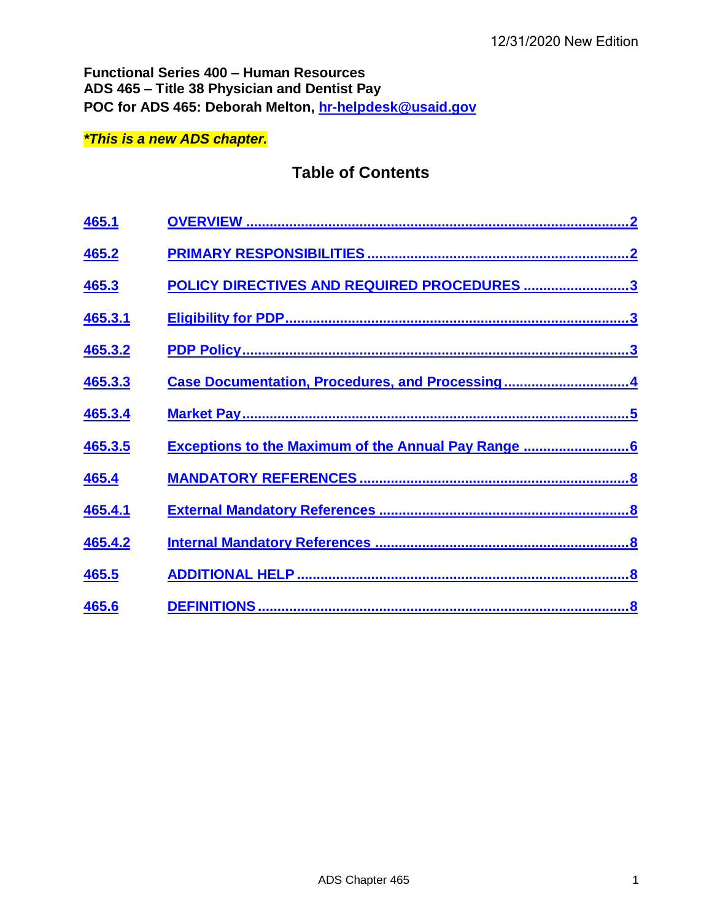12/31/2020 New Edition

**Functional Series 400 – Human Resources**
**ADS 465 – Title 38 Physician and Dentist Pay**
**POC for ADS 465: Deborah Melton, [hr-helpdesk@usaid.gov](mailto:hr-helpdesk@usaid.gov)**

***This is a new ADS chapter.***

## Table of Contents

| | | |
|---|---|---|
| 465.1 | OVERVIEW | 2 |
| 465.2 | PRIMARY RESPONSIBILITIES | 2 |
| 465.3 | POLICY DIRECTIVES AND REQUIRED PROCEDURES | 3 |
| 465.3.1 | Eligibility for PDP | 3 |
| 465.3.2 | PDP Policy | 3 |
| 465.3.3 | Case Documentation, Procedures, and Processing | 4 |
| 465.3.4 | Market Pay | 5 |
| 465.3.5 | Exceptions to the Maximum of the Annual Pay Range | 6 |
| 465.4 | MANDATORY REFERENCES | 8 |
| 465.4.1 | External Mandatory References | 8 |
| 465.4.2 | Internal Mandatory References | 8 |
| 465.5 | ADDITIONAL HELP | 8 |
| 465.6 | DEFINITIONS | 8 |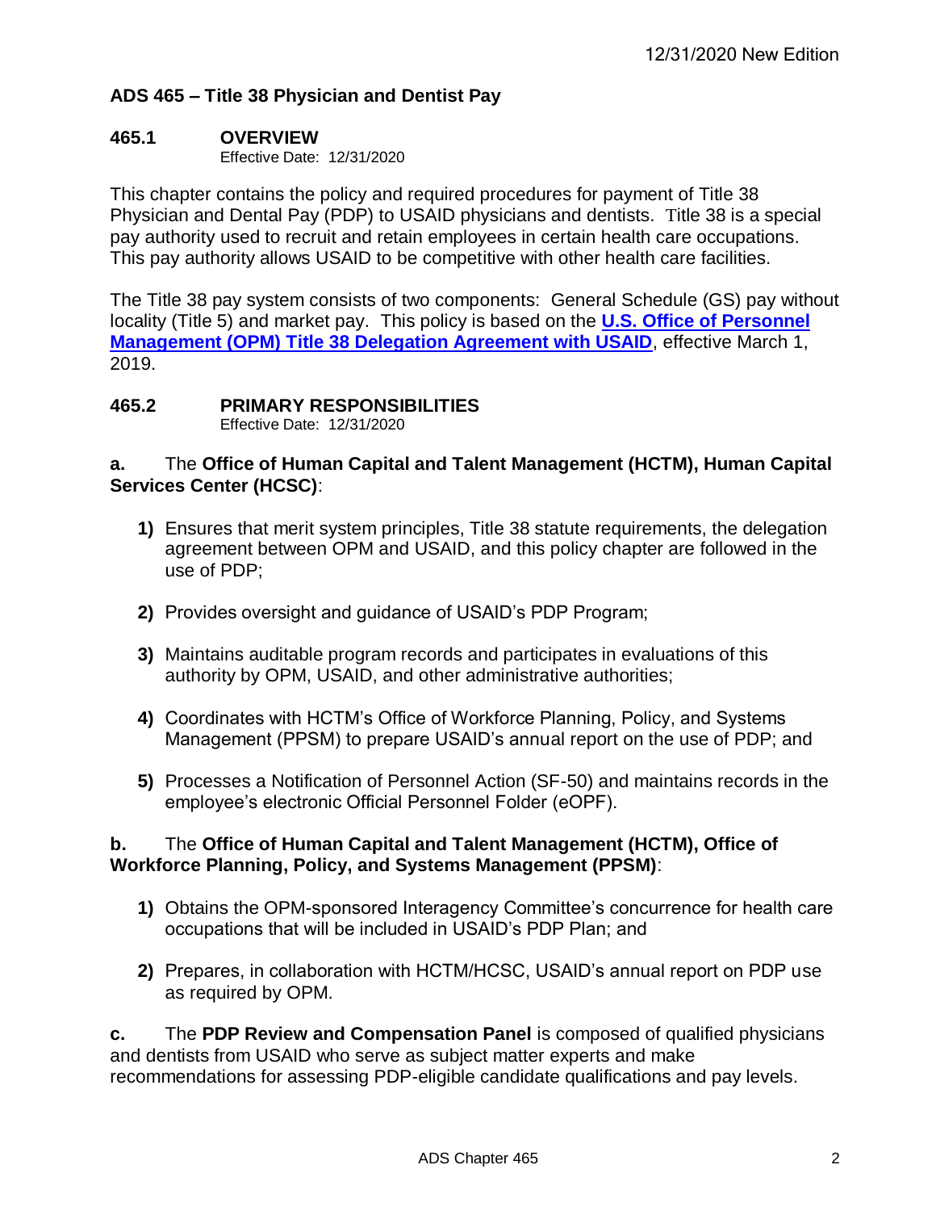## ADS 465 – Title 38 Physician and Dentist Pay

### 465.1 OVERVIEW

Effective Date: 12/31/2020

This chapter contains the policy and required procedures for payment of Title 38 Physician and Dental Pay (PDP) to USAID physicians and dentists. Title 38 is a special pay authority used to recruit and retain employees in certain health care occupations. This pay authority allows USAID to be competitive with other health care facilities.

The Title 38 pay system consists of two components: General Schedule (GS) pay without locality (Title 5) and market pay. This policy is based on the **U.S. Office of Personnel Management (OPM) Title 38 Delegation Agreement with USAID**, effective March 1, 2019.

### 465.2 PRIMARY RESPONSIBILITIES

Effective Date: 12/31/2020

**a.** The **Office of Human Capital and Talent Management (HCTM), Human Capital Services Center (HCSC)**:

1) Ensures that merit system principles, Title 38 statute requirements, the delegation agreement between OPM and USAID, and this policy chapter are followed in the use of PDP;

2) Provides oversight and guidance of USAID's PDP Program;

3) Maintains auditable program records and participates in evaluations of this authority by OPM, USAID, and other administrative authorities;

4) Coordinates with HCTM's Office of Workforce Planning, Policy, and Systems Management (PPSM) to prepare USAID's annual report on the use of PDP; and

5) Processes a Notification of Personnel Action (SF-50) and maintains records in the employee's electronic Official Personnel Folder (eOPF).

**b.** The **Office of Human Capital and Talent Management (HCTM), Office of Workforce Planning, Policy, and Systems Management (PPSM)**:

1) Obtains the OPM-sponsored Interagency Committee's concurrence for health care occupations that will be included in USAID's PDP Plan; and

2) Prepares, in collaboration with HCTM/HCSC, USAID's annual report on PDP use as required by OPM.

**c.** The **PDP Review and Compensation Panel** is composed of qualified physicians and dentists from USAID who serve as subject matter experts and make recommendations for assessing PDP-eligible candidate qualifications and pay levels.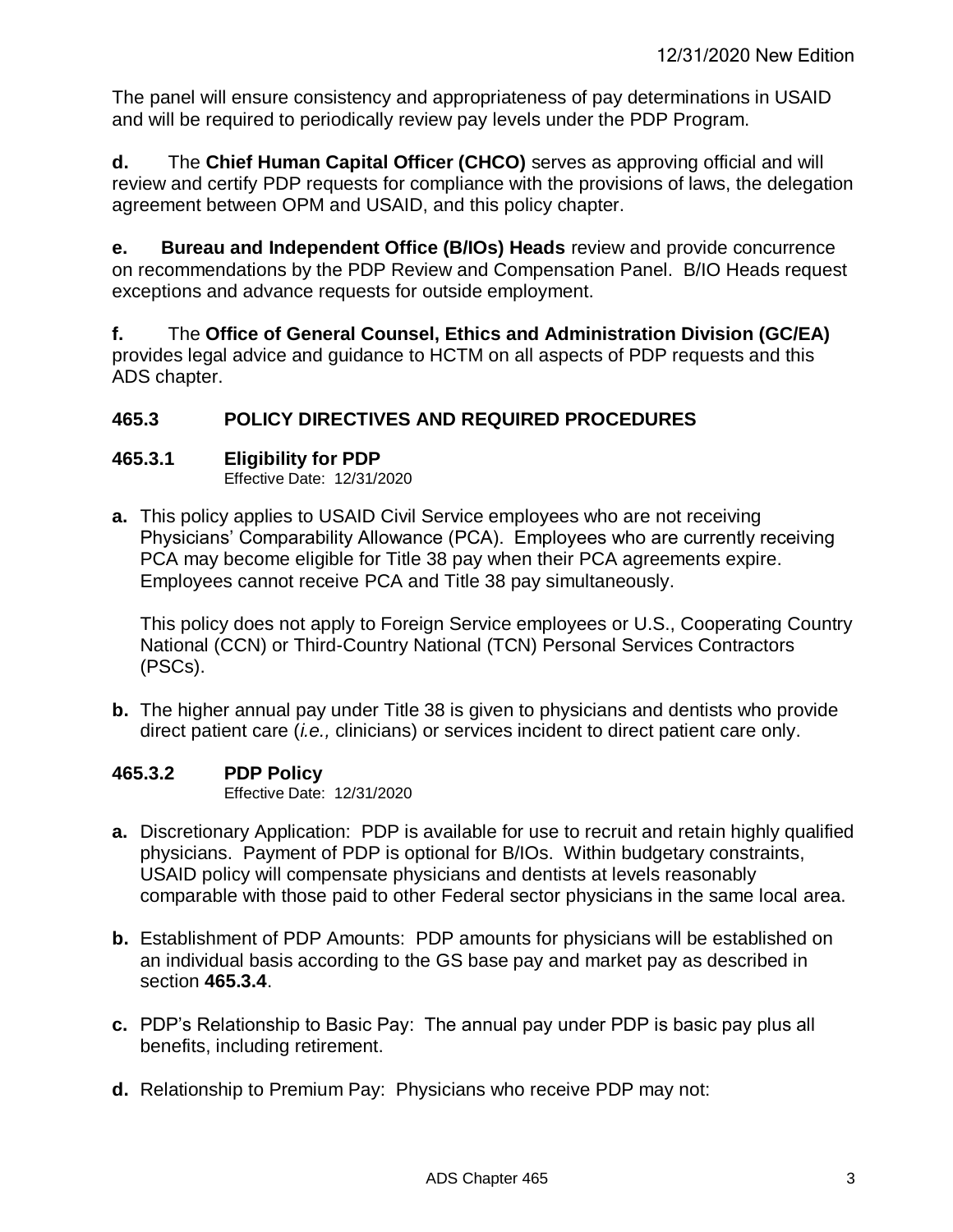The panel will ensure consistency and appropriateness of pay determinations in USAID and will be required to periodically review pay levels under the PDP Program.

**d.** The **Chief Human Capital Officer (CHCO)** serves as approving official and will review and certify PDP requests for compliance with the provisions of laws, the delegation agreement between OPM and USAID, and this policy chapter.

**e.** **Bureau and Independent Office (B/IOs) Heads** review and provide concurrence on recommendations by the PDP Review and Compensation Panel. B/IO Heads request exceptions and advance requests for outside employment.

**f.** The **Office of General Counsel, Ethics and Administration Division (GC/EA)** provides legal advice and guidance to HCTM on all aspects of PDP requests and this ADS chapter.

## 465.3 POLICY DIRECTIVES AND REQUIRED PROCEDURES

### 465.3.1 Eligibility for PDP

Effective Date: 12/31/2020

**a.** This policy applies to USAID Civil Service employees who are not receiving Physicians' Comparability Allowance (PCA). Employees who are currently receiving PCA may become eligible for Title 38 pay when their PCA agreements expire. Employees cannot receive PCA and Title 38 pay simultaneously.

This policy does not apply to Foreign Service employees or U.S., Cooperating Country National (CCN) or Third-Country National (TCN) Personal Services Contractors (PSCs).

**b.** The higher annual pay under Title 38 is given to physicians and dentists who provide direct patient care (*i.e.,* clinicians) or services incident to direct patient care only.

### 465.3.2 PDP Policy

Effective Date: 12/31/2020

**a.** Discretionary Application: PDP is available for use to recruit and retain highly qualified physicians. Payment of PDP is optional for B/IOs. Within budgetary constraints, USAID policy will compensate physicians and dentists at levels reasonably comparable with those paid to other Federal sector physicians in the same local area.

**b.** Establishment of PDP Amounts: PDP amounts for physicians will be established on an individual basis according to the GS base pay and market pay as described in section **465.3.4**.

**c.** PDP's Relationship to Basic Pay: The annual pay under PDP is basic pay plus all benefits, including retirement.

**d.** Relationship to Premium Pay: Physicians who receive PDP may not: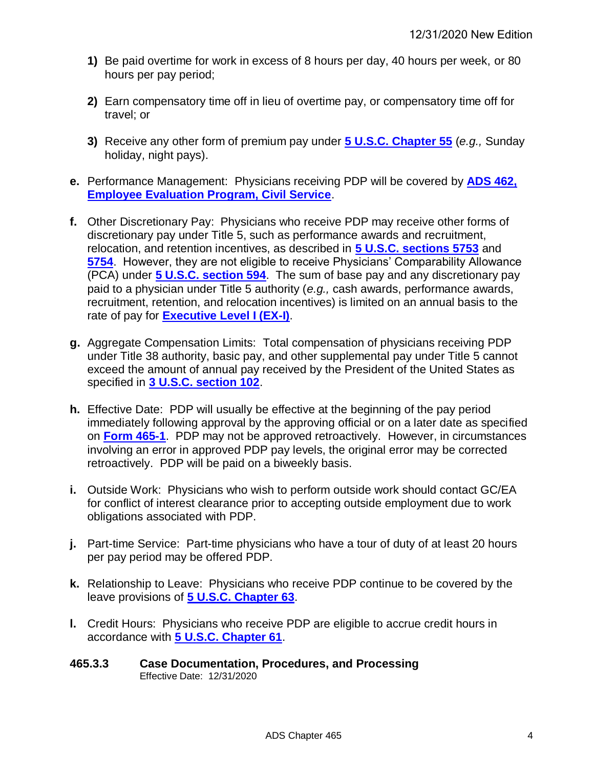1) Be paid overtime for work in excess of 8 hours per day, 40 hours per week, or 80 hours per pay period;

2) Earn compensatory time off in lieu of overtime pay, or compensatory time off for travel; or

3) Receive any other form of premium pay under **5 U.S.C. Chapter 55** (*e.g.,* Sunday holiday, night pays).

**e.** Performance Management: Physicians receiving PDP will be covered by **ADS 462, Employee Evaluation Program, Civil Service**.

**f.** Other Discretionary Pay: Physicians who receive PDP may receive other forms of discretionary pay under Title 5, such as performance awards and recruitment, relocation, and retention incentives, as described in **5 U.S.C. sections 5753** and **5754**. However, they are not eligible to receive Physicians' Comparability Allowance (PCA) under **5 U.S.C. section 594**. The sum of base pay and any discretionary pay paid to a physician under Title 5 authority (*e.g.,* cash awards, performance awards, recruitment, retention, and relocation incentives) is limited on an annual basis to the rate of pay for **Executive Level I (EX-I)**.

**g.** Aggregate Compensation Limits: Total compensation of physicians receiving PDP under Title 38 authority, basic pay, and other supplemental pay under Title 5 cannot exceed the amount of annual pay received by the President of the United States as specified in **3 U.S.C. section 102**.

**h.** Effective Date: PDP will usually be effective at the beginning of the pay period immediately following approval by the approving official or on a later date as specified on **Form 465-1**. PDP may not be approved retroactively. However, in circumstances involving an error in approved PDP pay levels, the original error may be corrected retroactively. PDP will be paid on a biweekly basis.

**i.** Outside Work: Physicians who wish to perform outside work should contact GC/EA for conflict of interest clearance prior to accepting outside employment due to work obligations associated with PDP.

**j.** Part-time Service: Part-time physicians who have a tour of duty of at least 20 hours per pay period may be offered PDP.

**k.** Relationship to Leave: Physicians who receive PDP continue to be covered by the leave provisions of **5 U.S.C. Chapter 63**.

**l.** Credit Hours: Physicians who receive PDP are eligible to accrue credit hours in accordance with **5 U.S.C. Chapter 61**.

### 465.3.3 Case Documentation, Procedures, and Processing

Effective Date: 12/31/2020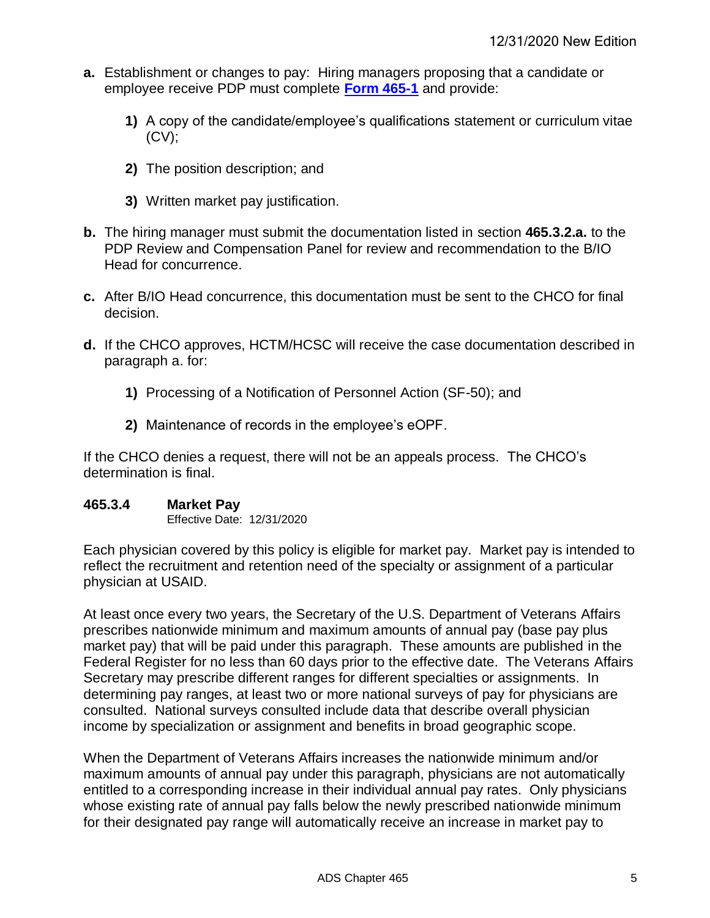**a.** Establishment or changes to pay: Hiring managers proposing that a candidate or employee receive PDP must complete **Form 465-1** and provide:

**1)** A copy of the candidate/employee's qualifications statement or curriculum vitae (CV);

**2)** The position description; and

**3)** Written market pay justification.

**b.** The hiring manager must submit the documentation listed in section **465.3.2.a.** to the PDP Review and Compensation Panel for review and recommendation to the B/IO Head for concurrence.

**c.** After B/IO Head concurrence, this documentation must be sent to the CHCO for final decision.

**d.** If the CHCO approves, HCTM/HCSC will receive the case documentation described in paragraph a. for:

**1)** Processing of a Notification of Personnel Action (SF-50); and

**2)** Maintenance of records in the employee's eOPF.

If the CHCO denies a request, there will not be an appeals process. The CHCO's determination is final.

### 465.3.4 Market Pay

Effective Date: 12/31/2020

Each physician covered by this policy is eligible for market pay. Market pay is intended to reflect the recruitment and retention need of the specialty or assignment of a particular physician at USAID.

At least once every two years, the Secretary of the U.S. Department of Veterans Affairs prescribes nationwide minimum and maximum amounts of annual pay (base pay plus market pay) that will be paid under this paragraph. These amounts are published in the Federal Register for no less than 60 days prior to the effective date. The Veterans Affairs Secretary may prescribe different ranges for different specialties or assignments. In determining pay ranges, at least two or more national surveys of pay for physicians are consulted. National surveys consulted include data that describe overall physician income by specialization or assignment and benefits in broad geographic scope.

When the Department of Veterans Affairs increases the nationwide minimum and/or maximum amounts of annual pay under this paragraph, physicians are not automatically entitled to a corresponding increase in their individual annual pay rates. Only physicians whose existing rate of annual pay falls below the newly prescribed nationwide minimum for their designated pay range will automatically receive an increase in market pay to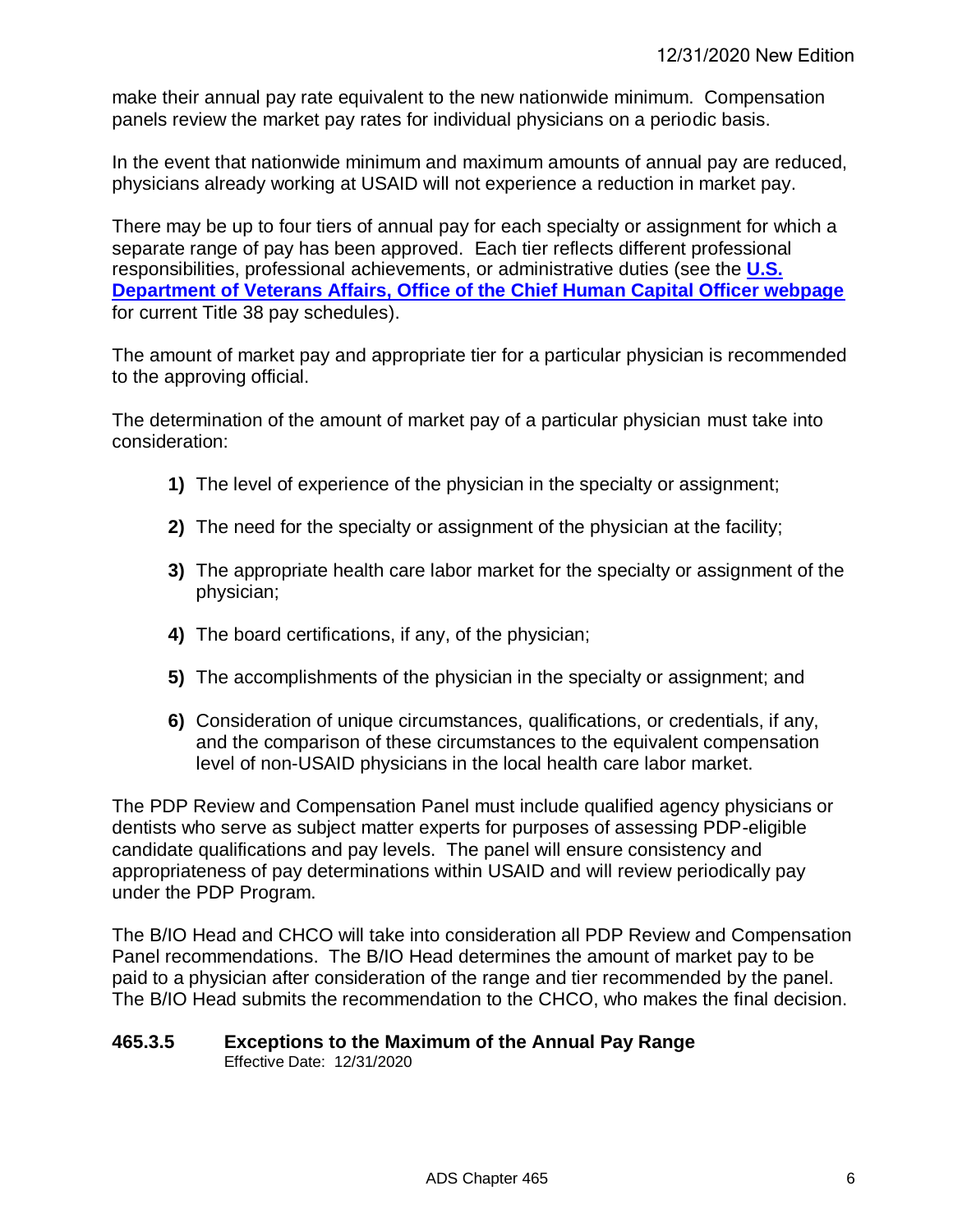make their annual pay rate equivalent to the new nationwide minimum. Compensation panels review the market pay rates for individual physicians on a periodic basis.

In the event that nationwide minimum and maximum amounts of annual pay are reduced, physicians already working at USAID will not experience a reduction in market pay.

There may be up to four tiers of annual pay for each specialty or assignment for which a separate range of pay has been approved. Each tier reflects different professional responsibilities, professional achievements, or administrative duties (see the **U.S. Department of Veterans Affairs, Office of the Chief Human Capital Officer webpage** for current Title 38 pay schedules).

The amount of market pay and appropriate tier for a particular physician is recommended to the approving official.

The determination of the amount of market pay of a particular physician must take into consideration:

1) The level of experience of the physician in the specialty or assignment;

2) The need for the specialty or assignment of the physician at the facility;

3) The appropriate health care labor market for the specialty or assignment of the physician;

4) The board certifications, if any, of the physician;

5) The accomplishments of the physician in the specialty or assignment; and

6) Consideration of unique circumstances, qualifications, or credentials, if any, and the comparison of these circumstances to the equivalent compensation level of non-USAID physicians in the local health care labor market.

The PDP Review and Compensation Panel must include qualified agency physicians or dentists who serve as subject matter experts for purposes of assessing PDP-eligible candidate qualifications and pay levels. The panel will ensure consistency and appropriateness of pay determinations within USAID and will review periodically pay under the PDP Program.

The B/IO Head and CHCO will take into consideration all PDP Review and Compensation Panel recommendations. The B/IO Head determines the amount of market pay to be paid to a physician after consideration of the range and tier recommended by the panel. The B/IO Head submits the recommendation to the CHCO, who makes the final decision.

### 465.3.5 Exceptions to the Maximum of the Annual Pay Range

Effective Date: 12/31/2020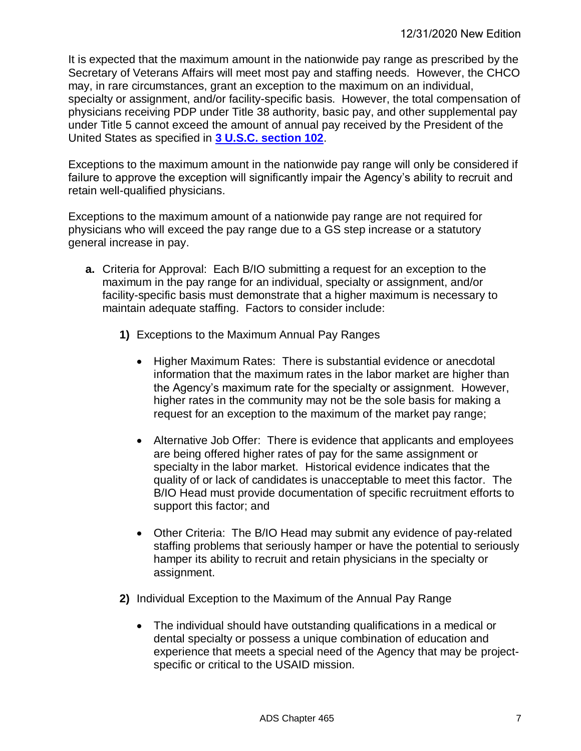It is expected that the maximum amount in the nationwide pay range as prescribed by the Secretary of Veterans Affairs will meet most pay and staffing needs. However, the CHCO may, in rare circumstances, grant an exception to the maximum on an individual, specialty or assignment, and/or facility-specific basis. However, the total compensation of physicians receiving PDP under Title 38 authority, basic pay, and other supplemental pay under Title 5 cannot exceed the amount of annual pay received by the President of the United States as specified in **3 U.S.C. section 102**.

Exceptions to the maximum amount in the nationwide pay range will only be considered if failure to approve the exception will significantly impair the Agency's ability to recruit and retain well-qualified physicians.

Exceptions to the maximum amount of a nationwide pay range are not required for physicians who will exceed the pay range due to a GS step increase or a statutory general increase in pay.

**a.** Criteria for Approval: Each B/IO submitting a request for an exception to the maximum in the pay range for an individual, specialty or assignment, and/or facility-specific basis must demonstrate that a higher maximum is necessary to maintain adequate staffing. Factors to consider include:

**1)** Exceptions to the Maximum Annual Pay Ranges

- Higher Maximum Rates: There is substantial evidence or anecdotal information that the maximum rates in the labor market are higher than the Agency's maximum rate for the specialty or assignment. However, higher rates in the community may not be the sole basis for making a request for an exception to the maximum of the market pay range;

- Alternative Job Offer: There is evidence that applicants and employees are being offered higher rates of pay for the same assignment or specialty in the labor market. Historical evidence indicates that the quality of or lack of candidates is unacceptable to meet this factor. The B/IO Head must provide documentation of specific recruitment efforts to support this factor; and

- Other Criteria: The B/IO Head may submit any evidence of pay-related staffing problems that seriously hamper or have the potential to seriously hamper its ability to recruit and retain physicians in the specialty or assignment.

**2)** Individual Exception to the Maximum of the Annual Pay Range

- The individual should have outstanding qualifications in a medical or dental specialty or possess a unique combination of education and experience that meets a special need of the Agency that may be project-specific or critical to the USAID mission.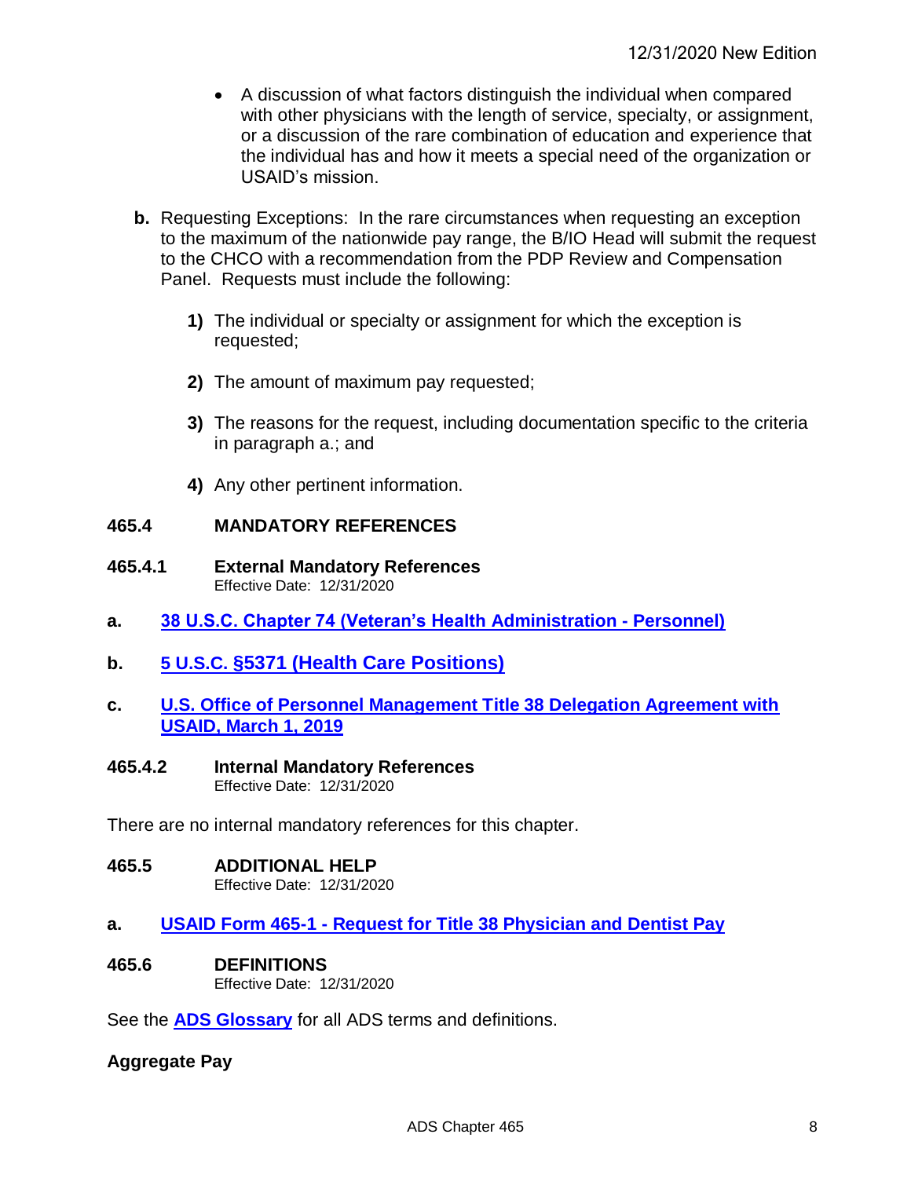- A discussion of what factors distinguish the individual when compared with other physicians with the length of service, specialty, or assignment, or a discussion of the rare combination of education and experience that the individual has and how it meets a special need of the organization or USAID's mission.

**b.** Requesting Exceptions: In the rare circumstances when requesting an exception to the maximum of the nationwide pay range, the B/IO Head will submit the request to the CHCO with a recommendation from the PDP Review and Compensation Panel. Requests must include the following:

**1)** The individual or specialty or assignment for which the exception is requested;

**2)** The amount of maximum pay requested;

**3)** The reasons for the request, including documentation specific to the criteria in paragraph a.; and

**4)** Any other pertinent information.

## 465.4 MANDATORY REFERENCES

### 465.4.1 External Mandatory References

Effective Date: 12/31/2020

**a.** **38 U.S.C. Chapter 74 (Veteran's Health Administration - Personnel)**

**b.** **5 U.S.C. §5371 (Health Care Positions)**

**c.** **U.S. Office of Personnel Management Title 38 Delegation Agreement with USAID, March 1, 2019**

### 465.4.2 Internal Mandatory References

Effective Date: 12/31/2020

There are no internal mandatory references for this chapter.

## 465.5 ADDITIONAL HELP

Effective Date: 12/31/2020

**a.** **USAID Form 465-1 - Request for Title 38 Physician and Dentist Pay**

## 465.6 DEFINITIONS

Effective Date: 12/31/2020

See the **ADS Glossary** for all ADS terms and definitions.

**Aggregate Pay**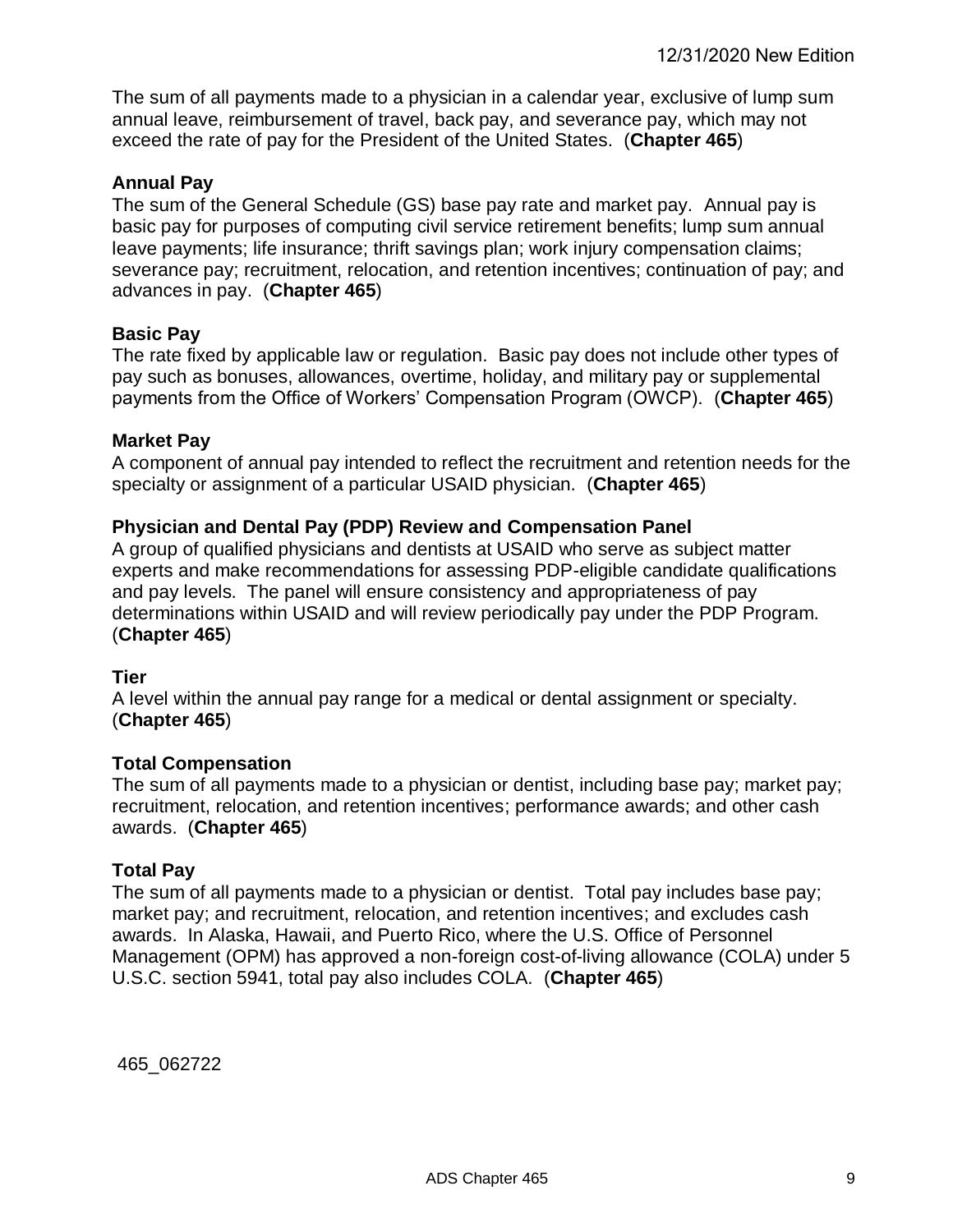The sum of all payments made to a physician in a calendar year, exclusive of lump sum annual leave, reimbursement of travel, back pay, and severance pay, which may not exceed the rate of pay for the President of the United States. (**Chapter 465**)

**Annual Pay**

The sum of the General Schedule (GS) base pay rate and market pay. Annual pay is basic pay for purposes of computing civil service retirement benefits; lump sum annual leave payments; life insurance; thrift savings plan; work injury compensation claims; severance pay; recruitment, relocation, and retention incentives; continuation of pay; and advances in pay. (**Chapter 465**)

**Basic Pay**

The rate fixed by applicable law or regulation. Basic pay does not include other types of pay such as bonuses, allowances, overtime, holiday, and military pay or supplemental payments from the Office of Workers' Compensation Program (OWCP). (**Chapter 465**)

**Market Pay**

A component of annual pay intended to reflect the recruitment and retention needs for the specialty or assignment of a particular USAID physician. (**Chapter 465**)

**Physician and Dental Pay (PDP) Review and Compensation Panel**

A group of qualified physicians and dentists at USAID who serve as subject matter experts and make recommendations for assessing PDP-eligible candidate qualifications and pay levels. The panel will ensure consistency and appropriateness of pay determinations within USAID and will review periodically pay under the PDP Program. (**Chapter 465**)

**Tier**

A level within the annual pay range for a medical or dental assignment or specialty. (**Chapter 465**)

**Total Compensation**

The sum of all payments made to a physician or dentist, including base pay; market pay; recruitment, relocation, and retention incentives; performance awards; and other cash awards. (**Chapter 465**)

**Total Pay**

The sum of all payments made to a physician or dentist. Total pay includes base pay; market pay; and recruitment, relocation, and retention incentives; and excludes cash awards. In Alaska, Hawaii, and Puerto Rico, where the U.S. Office of Personnel Management (OPM) has approved a non-foreign cost-of-living allowance (COLA) under 5 U.S.C. section 5941, total pay also includes COLA. (**Chapter 465**)

465_062722